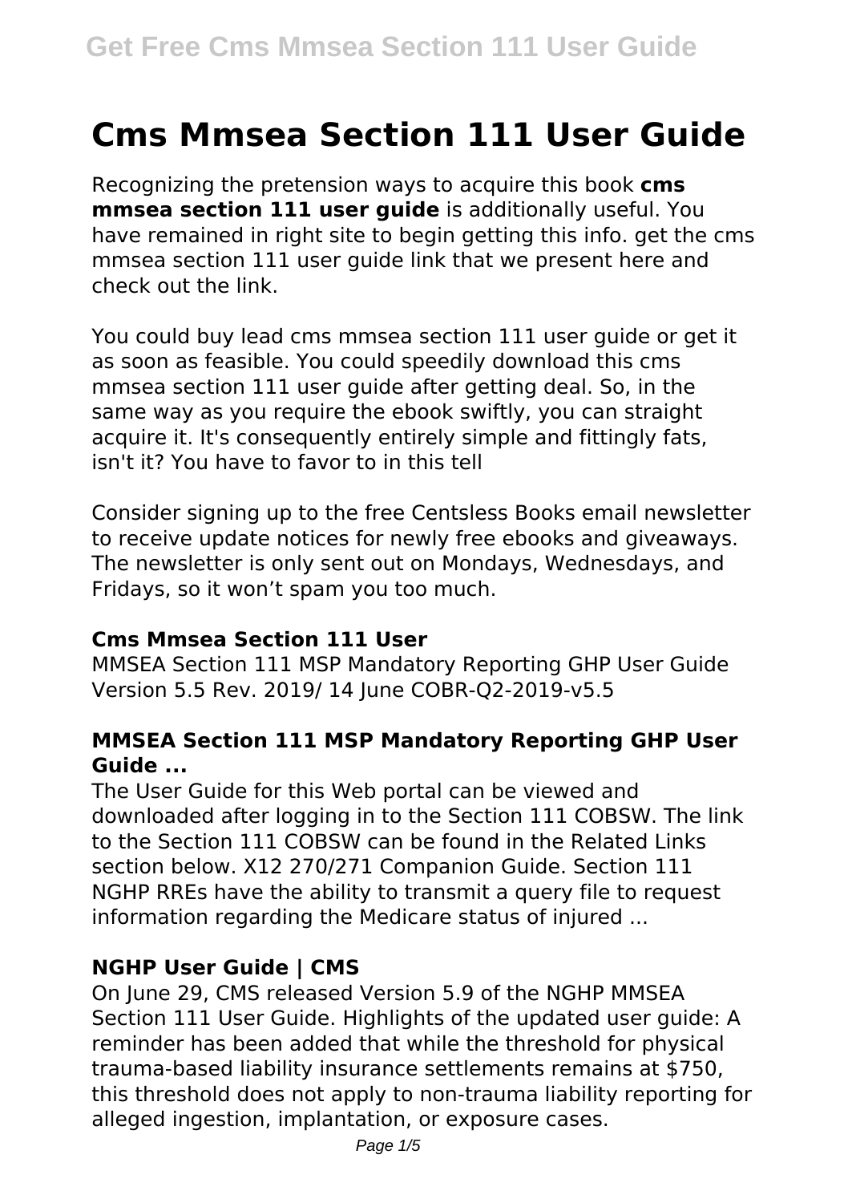# Cms Mmsea Section 111 User Guide

Recognizing the pretension ways to acquire this book **cms mmsea section 111 user guide** is additionally useful. You have remained in right site to begin getting this info. get the cms mmsea section 111 user guide link that we present here and check out the link.

You could buy lead cms mmsea section 111 user guide or get it as soon as feasible. You could speedily download this cms mmsea section 111 user guide after getting deal. So, in the same way as you require the ebook swiftly, you can straight acquire it. It's consequently entirely simple and fittingly fats, isn't it? You have to favor to in this tell

Consider signing up to the free Centsless Books email newsletter to receive update notices for newly free ebooks and giveaways. The newsletter is only sent out on Mondays, Wednesdays, and Fridays, so it won't spam you too much.

### Cms Mmsea Section 111 User

MMSEA Section 111 MSP Mandatory Reporting GHP User Guide Version 5.5 Rev. 2019/ 14 June COBR-Q2-2019-v5.5

### MMSEA Section 111 MSP Mandatory Reporting GHP User Guide ...

The User Guide for this Web portal can be viewed and downloaded after logging in to the Section 111 COBSW. The link to the Section 111 COBSW can be found in the Related Links section below. X12 270/271 Companion Guide. Section 111 NGHP RREs have the ability to transmit a query file to request information regarding the Medicare status of injured ...

### NGHP User Guide | CMS

On June 29, CMS released Version 5.9 of the NGHP MMSEA Section 111 User Guide. Highlights of the updated user guide: A reminder has been added that while the threshold for physical trauma-based liability insurance settlements remains at $750, this threshold does not apply to non-trauma liability reporting for alleged ingestion, implantation, or exposure cases.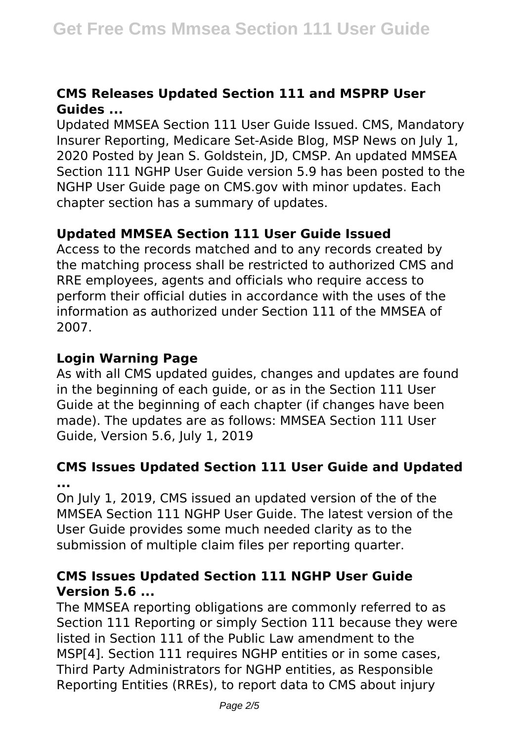### CMS Releases Updated Section 111 and MSPRP User Guides ...

Updated MMSEA Section 111 User Guide Issued. CMS, Mandatory Insurer Reporting, Medicare Set-Aside Blog, MSP News on July 1, 2020 Posted by Jean S. Goldstein, JD, CMSP. An updated MMSEA Section 111 NGHP User Guide version 5.9 has been posted to the NGHP User Guide page on CMS.gov with minor updates. Each chapter section has a summary of updates.

### Updated MMSEA Section 111 User Guide Issued

Access to the records matched and to any records created by the matching process shall be restricted to authorized CMS and RRE employees, agents and officials who require access to perform their official duties in accordance with the uses of the information as authorized under Section 111 of the MMSEA of 2007.

### Login Warning Page

As with all CMS updated guides, changes and updates are found in the beginning of each guide, or as in the Section 111 User Guide at the beginning of each chapter (if changes have been made). The updates are as follows: MMSEA Section 111 User Guide, Version 5.6, July 1, 2019

### CMS Issues Updated Section 111 User Guide and Updated ...

On July 1, 2019, CMS issued an updated version of the of the MMSEA Section 111 NGHP User Guide. The latest version of the User Guide provides some much needed clarity as to the submission of multiple claim files per reporting quarter.

### CMS Issues Updated Section 111 NGHP User Guide Version 5.6 ...

The MMSEA reporting obligations are commonly referred to as Section 111 Reporting or simply Section 111 because they were listed in Section 111 of the Public Law amendment to the MSP[4]. Section 111 requires NGHP entities or in some cases, Third Party Administrators for NGHP entities, as Responsible Reporting Entities (RREs), to report data to CMS about injury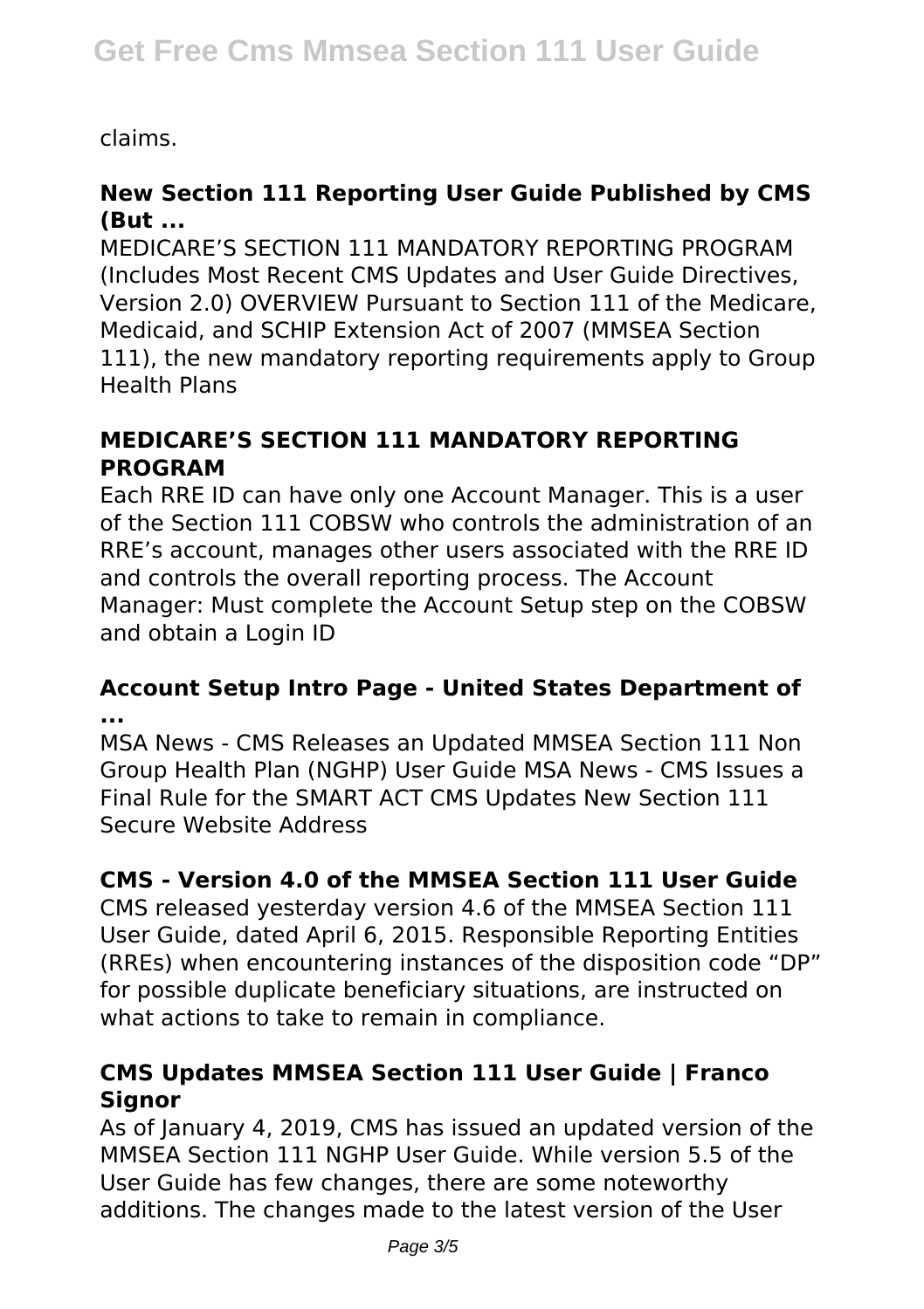claims.

### New Section 111 Reporting User Guide Published by CMS (But ...

MEDICARE'S SECTION 111 MANDATORY REPORTING PROGRAM (Includes Most Recent CMS Updates and User Guide Directives, Version 2.0) OVERVIEW Pursuant to Section 111 of the Medicare, Medicaid, and SCHIP Extension Act of 2007 (MMSEA Section 111), the new mandatory reporting requirements apply to Group Health Plans

### MEDICARE'S SECTION 111 MANDATORY REPORTING PROGRAM

Each RRE ID can have only one Account Manager. This is a user of the Section 111 COBSW who controls the administration of an RRE's account, manages other users associated with the RRE ID and controls the overall reporting process. The Account Manager: Must complete the Account Setup step on the COBSW and obtain a Login ID

### Account Setup Intro Page - United States Department of ...

MSA News - CMS Releases an Updated MMSEA Section 111 Non Group Health Plan (NGHP) User Guide MSA News - CMS Issues a Final Rule for the SMART ACT CMS Updates New Section 111 Secure Website Address

### CMS - Version 4.0 of the MMSEA Section 111 User Guide

CMS released yesterday version 4.6 of the MMSEA Section 111 User Guide, dated April 6, 2015. Responsible Reporting Entities (RREs) when encountering instances of the disposition code "DP" for possible duplicate beneficiary situations, are instructed on what actions to take to remain in compliance.

### CMS Updates MMSEA Section 111 User Guide | Franco Signor

As of January 4, 2019, CMS has issued an updated version of the MMSEA Section 111 NGHP User Guide. While version 5.5 of the User Guide has few changes, there are some noteworthy additions. The changes made to the latest version of the User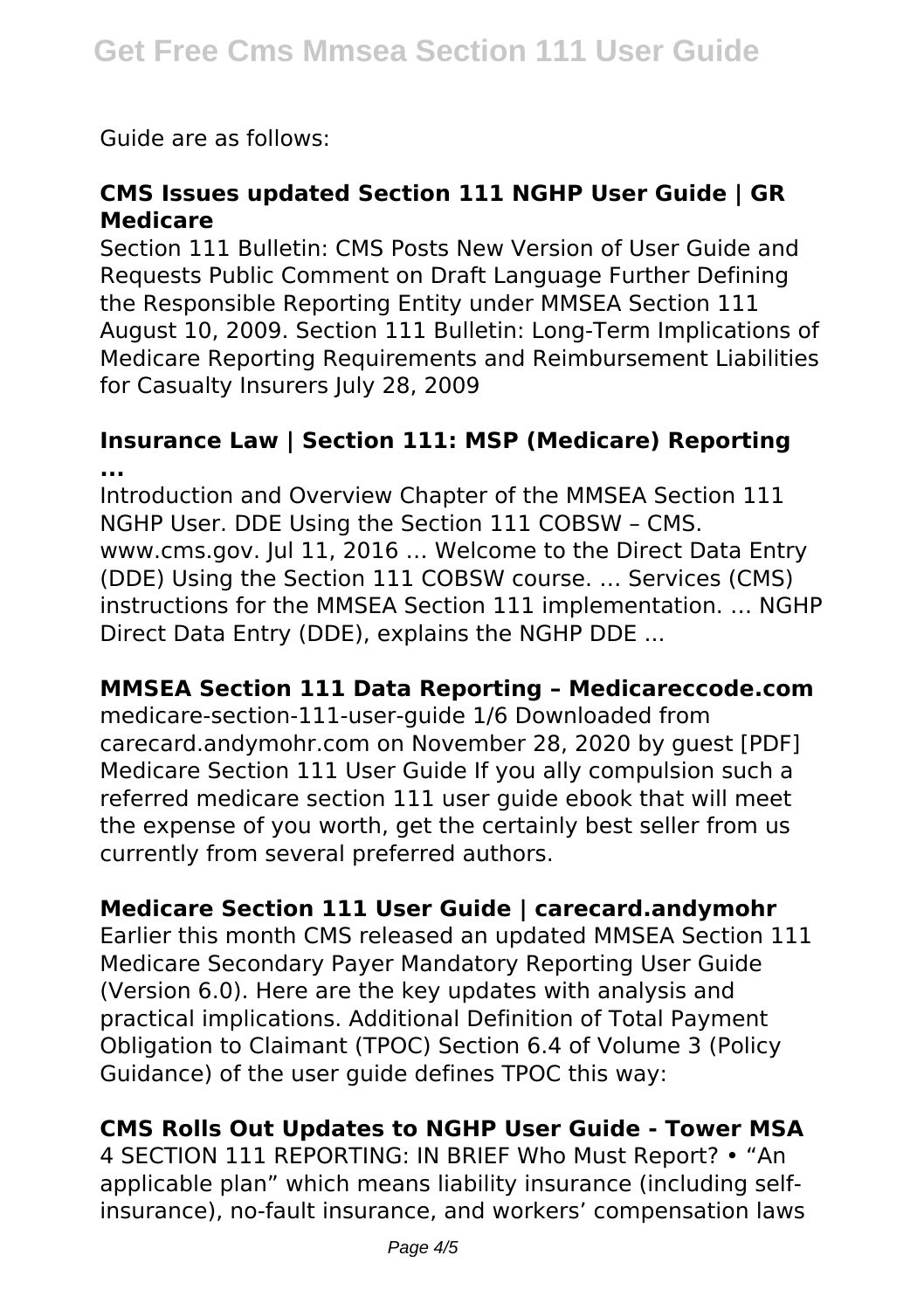Guide are as follows:

### CMS Issues updated Section 111 NGHP User Guide | GR Medicare

Section 111 Bulletin: CMS Posts New Version of User Guide and Requests Public Comment on Draft Language Further Defining the Responsible Reporting Entity under MMSEA Section 111 August 10, 2009. Section 111 Bulletin: Long-Term Implications of Medicare Reporting Requirements and Reimbursement Liabilities for Casualty Insurers July 28, 2009

### Insurance Law | Section 111: MSP (Medicare) Reporting ...

Introduction and Overview Chapter of the MMSEA Section 111 NGHP User. DDE Using the Section 111 COBSW – CMS. www.cms.gov. Jul 11, 2016 … Welcome to the Direct Data Entry (DDE) Using the Section 111 COBSW course. ... Services (CMS) instructions for the MMSEA Section 111 implementation. … NGHP Direct Data Entry (DDE), explains the NGHP DDE ...

### MMSEA Section 111 Data Reporting – Medicareccode.com

medicare-section-111-user-guide 1/6 Downloaded from carecard.andymohr.com on November 28, 2020 by guest [PDF] Medicare Section 111 User Guide If you ally compulsion such a referred medicare section 111 user guide ebook that will meet the expense of you worth, get the certainly best seller from us currently from several preferred authors.

### Medicare Section 111 User Guide | carecard.andymohr

Earlier this month CMS released an updated MMSEA Section 111 Medicare Secondary Payer Mandatory Reporting User Guide (Version 6.0). Here are the key updates with analysis and practical implications. Additional Definition of Total Payment Obligation to Claimant (TPOC) Section 6.4 of Volume 3 (Policy Guidance) of the user guide defines TPOC this way:

### CMS Rolls Out Updates to NGHP User Guide - Tower MSA

4 SECTION 111 REPORTING: IN BRIEF Who Must Report? • "An applicable plan" which means liability insurance (including self-insurance), no-fault insurance, and workers' compensation laws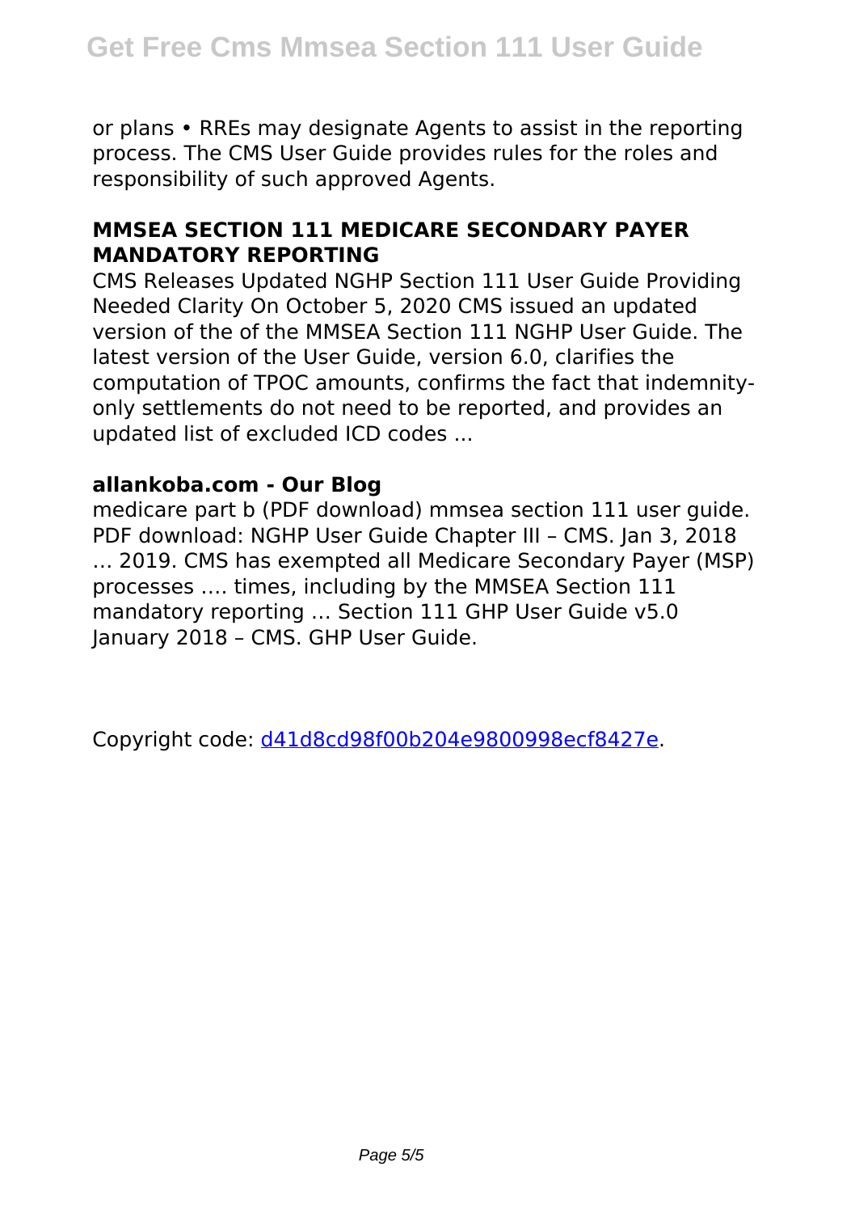or plans • RREs may designate Agents to assist in the reporting process. The CMS User Guide provides rules for the roles and responsibility of such approved Agents.

**MMSEA SECTION 111 MEDICARE SECONDARY PAYER MANDATORY REPORTING**

CMS Releases Updated NGHP Section 111 User Guide Providing Needed Clarity On October 5, 2020 CMS issued an updated version of the of the MMSEA Section 111 NGHP User Guide. The latest version of the User Guide, version 6.0, clarifies the computation of TPOC amounts, confirms the fact that indemnity-only settlements do not need to be reported, and provides an updated list of excluded ICD codes ...

**allankoba.com - Our Blog**

medicare part b (PDF download) mmsea section 111 user guide. PDF download: NGHP User Guide Chapter III – CMS. Jan 3, 2018 … 2019. CMS has exempted all Medicare Secondary Payer (MSP) processes …. times, including by the MMSEA Section 111 mandatory reporting … Section 111 GHP User Guide v5.0 January 2018 – CMS. GHP User Guide.

Copyright code: [d41d8cd98f00b204e9800998ecf8427e](d41d8cd98f00b204e9800998ecf8427e).